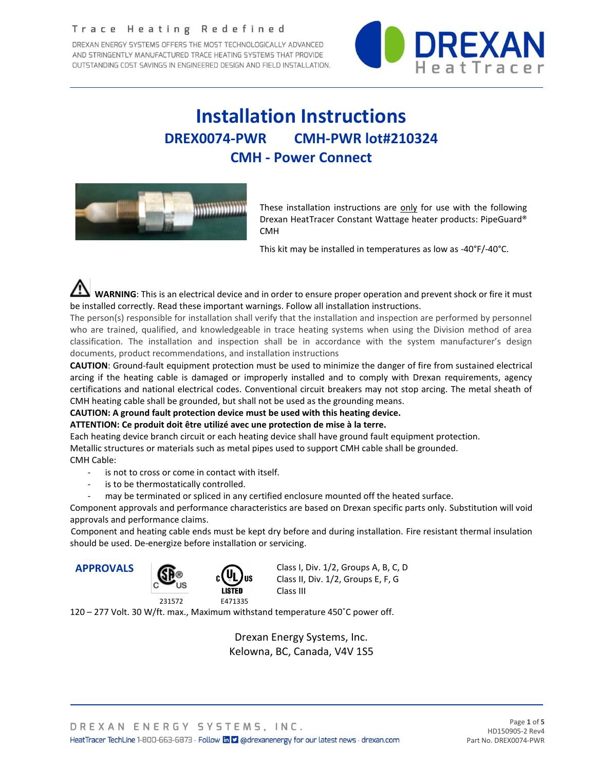# Installation Instructions

## DREX0074-PWR CMH-PWR lot#210324

## CMH - Power Connect

These installation instructions are only for use with the following Drexan HeatTracer Constant Wattage heater products: PipeGuard® CMH

This kit may be installed in temperatures as low as -40°F/-40°C.

**WARNING**: This is an electrical device and in order to ensure proper operation and prevent shock or fire it must be installed correctly. Read these important warnings. Follow all installation instructions.

The person(s) responsible for installation shall verify that the installation and inspection are performed by personnel who are trained, qualified, and knowledgeable in trace heating systems when using the Division method of area classification. The installation and inspection shall be in accordance with the system manufacturer's design documents, product recommendations, and installation instructions

**CAUTION**: Ground-fault equipment protection must be used to minimize the danger of fire from sustained electrical arcing if the heating cable is damaged or improperly installed and to comply with Drexan requirements, agency certifications and national electrical codes. Conventional circuit breakers may not stop arcing. The metal sheath of CMH heating cable shall be grounded, but shall not be used as the grounding means.

**CAUTION: A ground fault protection device must be used with this heating device.**

**ATTENTION: Ce produit doit être utilizé avec une protection de mise à la terre.**

Each heating device branch circuit or each heating device shall have ground fault equipment protection.

Metallic structures or materials such as metal pipes used to support CMH cable shall be grounded.

CMH Cable:

- is not to cross or come in contact with itself.
- is to be thermostatically controlled.
- may be terminated or spliced in any certified enclosure mounted off the heated surface.

Component approvals and performance characteristics are based on Drexan specific parts only. Substitution will void approvals and performance claims.

Component and heating cable ends must be kept dry before and during installation. Fire resistant thermal insulation should be used. De-energize before installation or servicing.

**APPROVALS**

CSA C US 231572 — c UL us LISTED E471335

Class I, Div. 1/2, Groups A, B, C, D
Class II, Div. 1/2, Groups E, F, G
Class III

120 – 277 Volt. 30 W/ft. max., Maximum withstand temperature 450˚C power off.

Drexan Energy Systems, Inc.
Kelowna, BC, Canada, V4V 1S5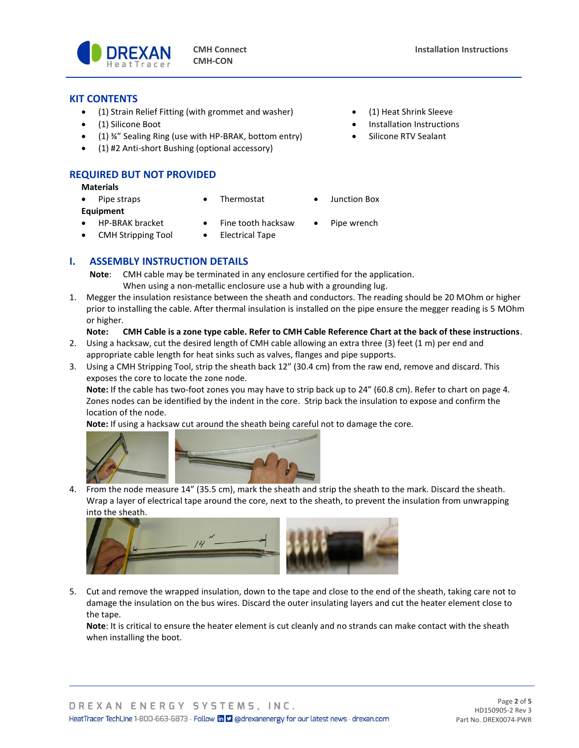## KIT CONTENTS

- (1) Strain Relief Fitting (with grommet and washer)
- (1) Silicone Boot
- (1) ¾" Sealing Ring (use with HP-BRAK, bottom entry)
- (1) #2 Anti-short Bushing (optional accessory)
- (1) Heat Shrink Sleeve
- Installation Instructions
- Silicone RTV Sealant

## REQUIRED BUT NOT PROVIDED

**Materials**

- Pipe straps
- Thermostat
- Junction Box

**Equipment**

- HP-BRAK bracket
- Fine tooth hacksaw
- Pipe wrench
- CMH Stripping Tool
- Electrical Tape

## I. ASSEMBLY INSTRUCTION DETAILS

**Note**: CMH cable may be terminated in any enclosure certified for the application. When using a non-metallic enclosure use a hub with a grounding lug.

1. Megger the insulation resistance between the sheath and conductors. The reading should be 20 MOhm or higher prior to installing the cable. After thermal insulation is installed on the pipe ensure the megger reading is 5 MOhm or higher.

   **Note: CMH Cable is a zone type cable. Refer to CMH Cable Reference Chart at the back of these instructions**.

2. Using a hacksaw, cut the desired length of CMH cable allowing an extra three (3) feet (1 m) per end and appropriate cable length for heat sinks such as valves, flanges and pipe supports.

3. Using a CMH Stripping Tool, strip the sheath back 12" (30.4 cm) from the raw end, remove and discard. This exposes the core to locate the zone node.

   **Note:** If the cable has two-foot zones you may have to strip back up to 24" (60.8 cm). Refer to chart on page 4. Zones nodes can be identified by the indent in the core. Strip back the insulation to expose and confirm the location of the node.

   **Note:** If using a hacksaw cut around the sheath being careful not to damage the core.

4. From the node measure 14" (35.5 cm), mark the sheath and strip the sheath to the mark. Discard the sheath. Wrap a layer of electrical tape around the core, next to the sheath, to prevent the insulation from unwrapping into the sheath.

5. Cut and remove the wrapped insulation, down to the tape and close to the end of the sheath, taking care not to damage the insulation on the bus wires. Discard the outer insulating layers and cut the heater element close to the tape.

   **Note**: It is critical to ensure the heater element is cut cleanly and no strands can make contact with the sheath when installing the boot.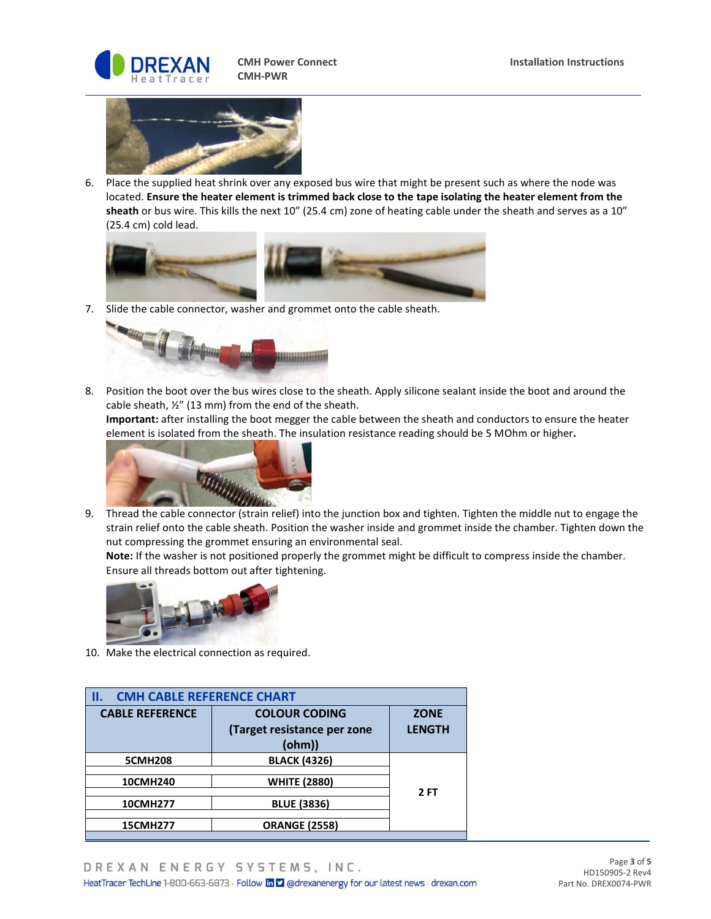6. Place the supplied heat shrink over any exposed bus wire that might be present such as where the node was located. **Ensure the heater element is trimmed back close to the tape isolating the heater element from the sheath** or bus wire. This kills the next 10" (25.4 cm) zone of heating cable under the sheath and serves as a 10" (25.4 cm) cold lead.

7. Slide the cable connector, washer and grommet onto the cable sheath.

8. Position the boot over the bus wires close to the sheath. Apply silicone sealant inside the boot and around the cable sheath, ½" (13 mm) from the end of the sheath.
   **Important:** after installing the boot megger the cable between the sheath and conductors to ensure the heater element is isolated from the sheath. The insulation resistance reading should be 5 MOhm or higher**.**

9. Thread the cable connector (strain relief) into the junction box and tighten. Tighten the middle nut to engage the strain relief onto the cable sheath. Position the washer inside and grommet inside the chamber. Tighten down the nut compressing the grommet ensuring an environmental seal.
   **Note:** If the washer is not positioned properly the grommet might be difficult to compress inside the chamber. Ensure all threads bottom out after tightening.

10. Make the electrical connection as required.

## II. CMH CABLE REFERENCE CHART

| CABLE REFERENCE | COLOUR CODING (Target resistance per zone (ohm)) | ZONE LENGTH |
|---|---|---|
| 5CMH208 | BLACK (4326) | 2 FT |
| 10CMH240 | WHITE (2880) | |
| 10CMH277 | BLUE (3836) | |
| 15CMH277 | ORANGE (2558) | |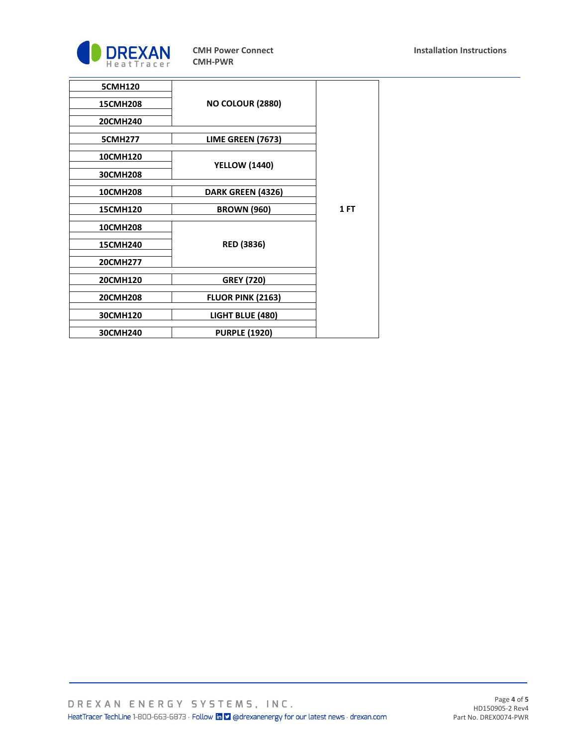| | | |
|---|---|---|
| 5CMH120 | NO COLOUR (2880) | 1 FT |
| 15CMH208 | | |
| 20CMH240 | | |
| 5CMH277 | LIME GREEN (7673) | |
| 10CMH120 | YELLOW (1440) | |
| 30CMH208 | | |
| 10CMH208 | DARK GREEN (4326) | |
| 15CMH120 | BROWN (960) | |
| 10CMH208 | RED (3836) | |
| 15CMH240 | | |
| 20CMH277 | | |
| 20CMH120 | GREY (720) | |
| 20CMH208 | FLUOR PINK (2163) | |
| 30CMH120 | LIGHT BLUE (480) | |
| 30CMH240 | PURPLE (1920) | |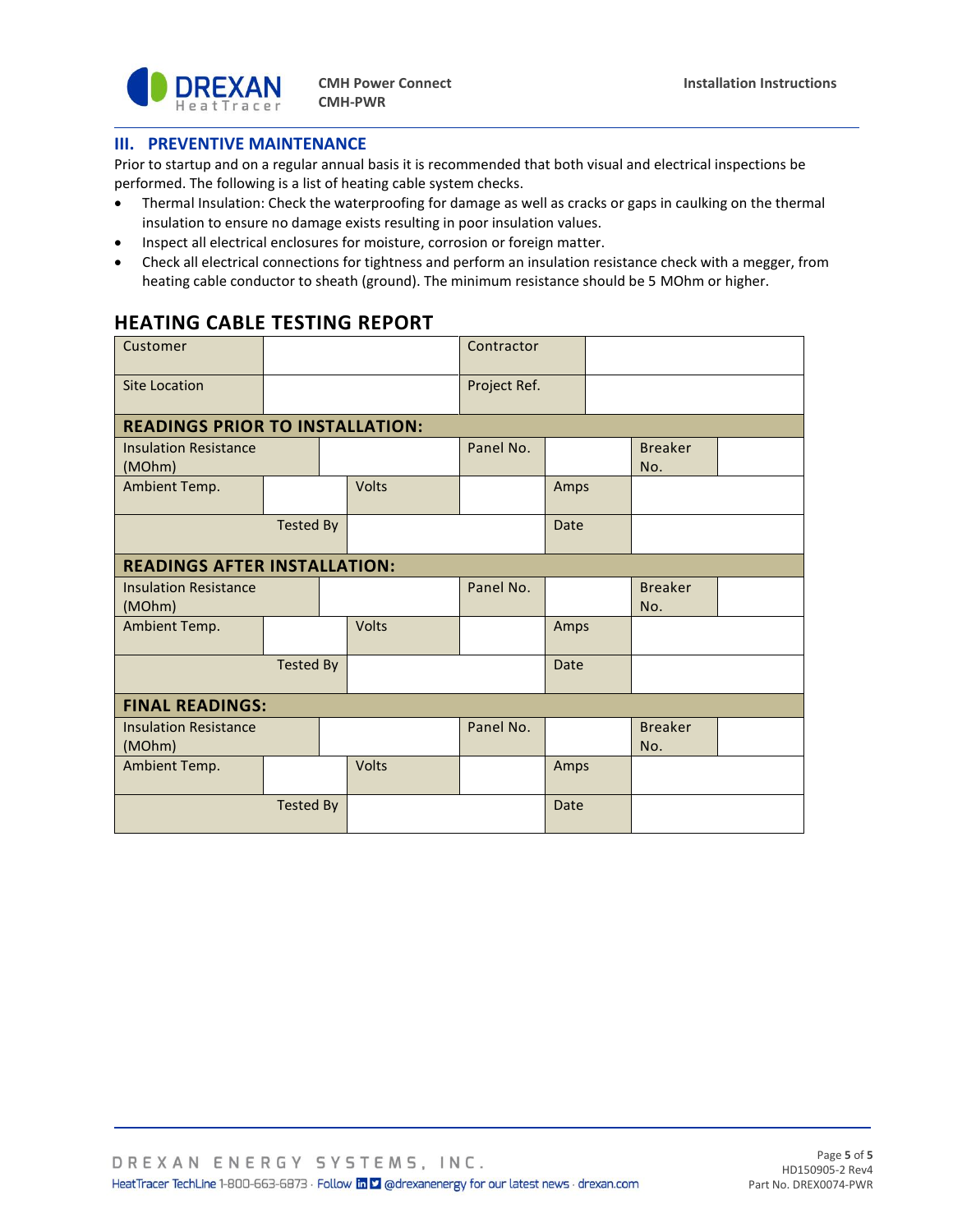## III. PREVENTIVE MAINTENANCE

Prior to startup and on a regular annual basis it is recommended that both visual and electrical inspections be performed. The following is a list of heating cable system checks.

- Thermal Insulation: Check the waterproofing for damage as well as cracks or gaps in caulking on the thermal insulation to ensure no damage exists resulting in poor insulation values.
- Inspect all electrical enclosures for moisture, corrosion or foreign matter.
- Check all electrical connections for tightness and perform an insulation resistance check with a megger, from heating cable conductor to sheath (ground). The minimum resistance should be 5 MOhm or higher.

## HEATING CABLE TESTING REPORT

| | | | |
|---|---|---|---|
| Customer | | Contractor | |
| Site Location | | Project Ref. | |

**READINGS PRIOR TO INSTALLATION:**

| | | | | | |
|---|---|---|---|---|---|
| Insulation Resistance (MOhm) | | Panel No. | | Breaker No. | |
| Ambient Temp. | | Volts | | Amps | |
| Tested By | | | | Date | |

**READINGS AFTER INSTALLATION:**

| | | | | | |
|---|---|---|---|---|---|
| Insulation Resistance (MOhm) | | Panel No. | | Breaker No. | |
| Ambient Temp. | | Volts | | Amps | |
| Tested By | | | | Date | |

**FINAL READINGS:**

| | | | | | |
|---|---|---|---|---|---|
| Insulation Resistance (MOhm) | | Panel No. | | Breaker No. | |
| Ambient Temp. | | Volts | | Amps | |
| Tested By | | | | Date | |